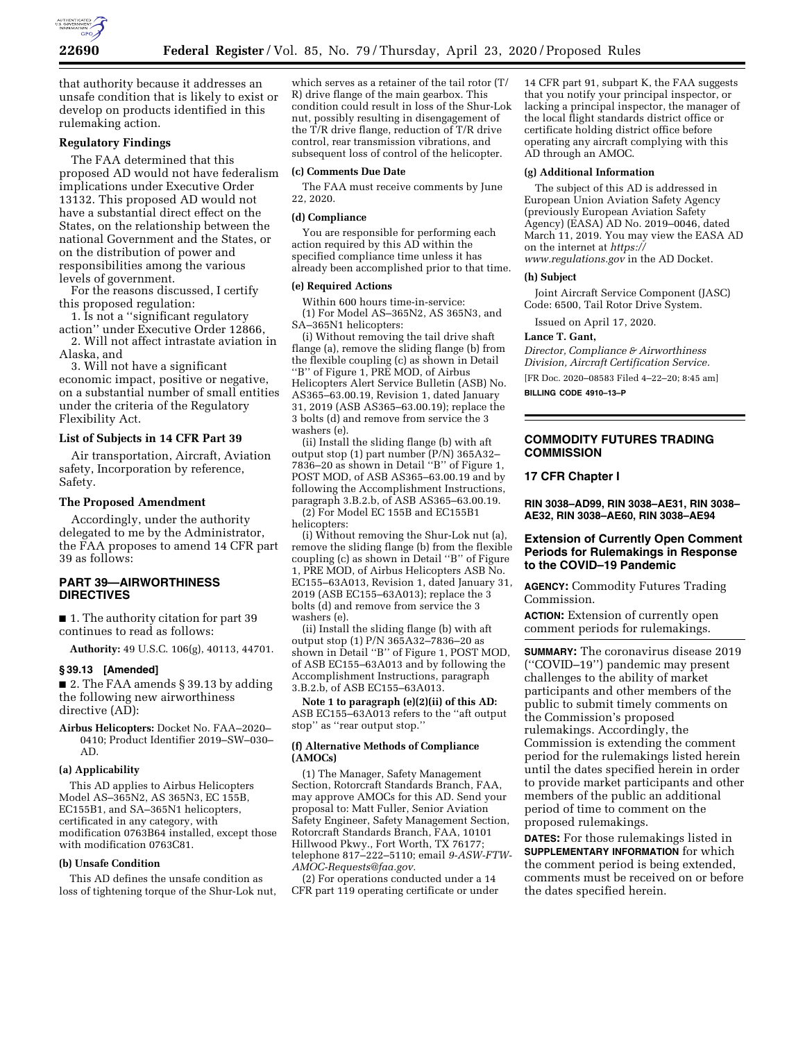that authority because it addresses an unsafe condition that is likely to exist or develop on products identified in this rulemaking action.

### Regulatory Findings

The FAA determined that this proposed AD would not have federalism implications under Executive Order 13132. This proposed AD would not have a substantial direct effect on the States, on the relationship between the national Government and the States, or on the distribution of power and responsibilities among the various levels of government.

For the reasons discussed, I certify this proposed regulation:

1. Is not a ''significant regulatory action'' under Executive Order 12866,
2. Will not affect intrastate aviation in Alaska, and
3. Will not have a significant economic impact, positive or negative, on a substantial number of small entities under the criteria of the Regulatory Flexibility Act.

### List of Subjects in 14 CFR Part 39

Air transportation, Aircraft, Aviation safety, Incorporation by reference, Safety.

### The Proposed Amendment

Accordingly, under the authority delegated to me by the Administrator, the FAA proposes to amend 14 CFR part 39 as follows:

## PART 39—AIRWORTHINESS DIRECTIVES

■ 1. The authority citation for part 39 continues to read as follows:

**Authority:** 49 U.S.C. 106(g), 40113, 44701.

### § 39.13 [Amended]

■ 2. The FAA amends § 39.13 by adding the following new airworthiness directive (AD):

**Airbus Helicopters:** Docket No. FAA–2020–0410; Product Identifier 2019–SW–030–AD.

**(a) Applicability**

This AD applies to Airbus Helicopters Model AS–365N2, AS 365N3, EC 155B, EC155B1, and SA–365N1 helicopters, certificated in any category, with modification 0763B64 installed, except those with modification 0763C81.

**(b) Unsafe Condition**

This AD defines the unsafe condition as loss of tightening torque of the Shur-Lok nut, which serves as a retainer of the tail rotor (T/R) drive flange of the main gearbox. This condition could result in loss of the Shur-Lok nut, possibly resulting in disengagement of the T/R drive flange, reduction of T/R drive control, rear transmission vibrations, and subsequent loss of control of the helicopter.

**(c) Comments Due Date**

The FAA must receive comments by June 22, 2020.

**(d) Compliance**

You are responsible for performing each action required by this AD within the specified compliance time unless it has already been accomplished prior to that time.

**(e) Required Actions**

Within 600 hours time-in-service:

(1) For Model AS–365N2, AS 365N3, and SA–365N1 helicopters:

(i) Without removing the tail drive shaft flange (a), remove the sliding flange (b) from the flexible coupling (c) as shown in Detail ''B'' of Figure 1, PRE MOD, of Airbus Helicopters Alert Service Bulletin (ASB) No. AS365–63.00.19, Revision 1, dated January 31, 2019 (ASB AS365–63.00.19); replace the 3 bolts (d) and remove from service the 3 washers (e).

(ii) Install the sliding flange (b) with aft output stop (1) part number (P/N) 365A32–7836–20 as shown in Detail ''B'' of Figure 1, POST MOD, of ASB AS365–63.00.19 and by following the Accomplishment Instructions, paragraph 3.B.2.b, of ASB AS365–63.00.19.

(2) For Model EC 155B and EC155B1 helicopters:

(i) Without removing the Shur-Lok nut (a), remove the sliding flange (b) from the flexible coupling (c) as shown in Detail ''B'' of Figure 1, PRE MOD, of Airbus Helicopters ASB No. EC155–63A013, Revision 1, dated January 31, 2019 (ASB EC155–63A013); replace the 3 bolts (d) and remove from service the 3 washers (e).

(ii) Install the sliding flange (b) with aft output stop (1) P/N 365A32–7836–20 as shown in Detail ''B'' of Figure 1, POST MOD, of ASB EC155–63A013 and by following the Accomplishment Instructions, paragraph 3.B.2.b, of ASB EC155–63A013.

**Note 1 to paragraph (e)(2)(ii) of this AD:** ASB EC155–63A013 refers to the ''aft output stop'' as ''rear output stop.''

**(f) Alternative Methods of Compliance (AMOCs)**

(1) The Manager, Safety Management Section, Rotorcraft Standards Branch, FAA, may approve AMOCs for this AD. Send your proposal to: Matt Fuller, Senior Aviation Safety Engineer, Safety Management Section, Rotorcraft Standards Branch, FAA, 10101 Hillwood Pkwy., Fort Worth, TX 76177; telephone 817–222–5110; email *9-ASW-FTW-AMOC-Requests@faa.gov.*

(2) For operations conducted under a 14 CFR part 119 operating certificate or under 14 CFR part 91, subpart K, the FAA suggests that you notify your principal inspector, or lacking a principal inspector, the manager of the local flight standards district office or certificate holding district office before operating any aircraft complying with this AD through an AMOC.

**(g) Additional Information**

The subject of this AD is addressed in European Union Aviation Safety Agency (previously European Aviation Safety Agency) (EASA) AD No. 2019–0046, dated March 11, 2019. You may view the EASA AD on the internet at *https://www.regulations.gov* in the AD Docket.

**(h) Subject**

Joint Aircraft Service Component (JASC) Code: 6500, Tail Rotor Drive System.

Issued on April 17, 2020.

**Lance T. Gant,**

*Director, Compliance & Airworthiness Division, Aircraft Certification Service.*

[FR Doc. 2020–08583 Filed 4–22–20; 8:45 am]

**BILLING CODE 4910–13–P**

---

## COMMODITY FUTURES TRADING COMMISSION

## 17 CFR Chapter I

**RIN 3038–AD99, RIN 3038–AE31, RIN 3038–AE32, RIN 3038–AE60, RIN 3038–AE94**

## Extension of Currently Open Comment Periods for Rulemakings in Response to the COVID–19 Pandemic

**AGENCY:** Commodity Futures Trading Commission.

**ACTION:** Extension of currently open comment periods for rulemakings.

**SUMMARY:** The coronavirus disease 2019 (''COVID–19'') pandemic may present challenges to the ability of market participants and other members of the public to submit timely comments on the Commission's proposed rulemakings. Accordingly, the Commission is extending the comment period for the rulemakings listed herein until the dates specified herein in order to provide market participants and other members of the public an additional period of time to comment on the proposed rulemakings.

**DATES:** For those rulemakings listed in **SUPPLEMENTARY INFORMATION** for which the comment period is being extended, comments must be received on or before the dates specified herein.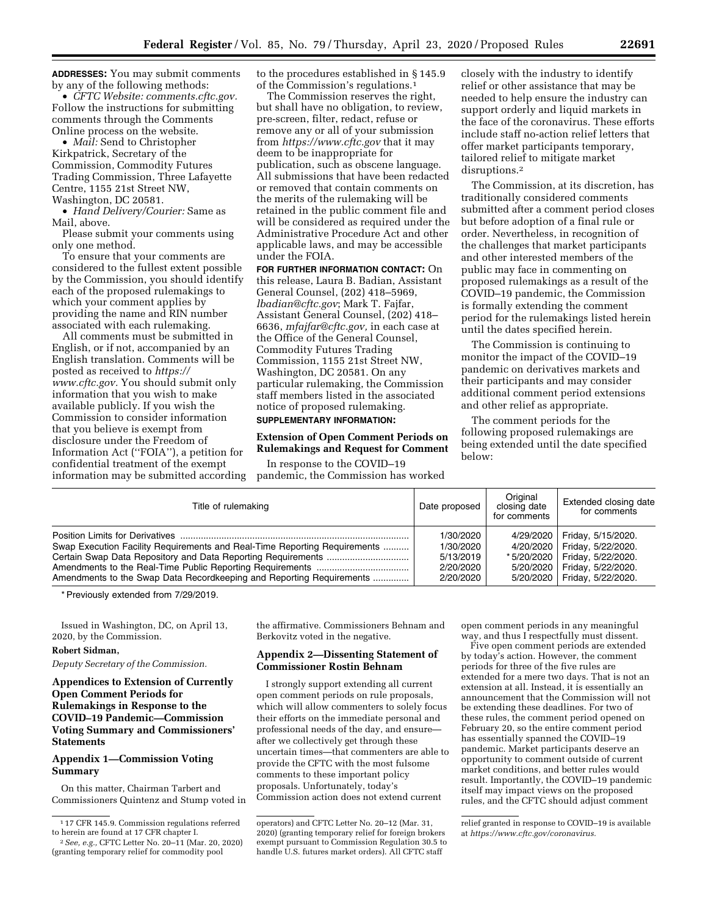**ADDRESSES:** You may submit comments by any of the following methods:

- *CFTC Website: comments.cftc.gov.* Follow the instructions for submitting comments through the Comments Online process on the website.
- *Mail:* Send to Christopher Kirkpatrick, Secretary of the Commission, Commodity Futures Trading Commission, Three Lafayette Centre, 1155 21st Street NW, Washington, DC 20581.
- *Hand Delivery/Courier:* Same as Mail, above.

Please submit your comments using only one method.

To ensure that your comments are considered to the fullest extent possible by the Commission, you should identify each of the proposed rulemakings to which your comment applies by providing the name and RIN number associated with each rulemaking.

All comments must be submitted in English, or if not, accompanied by an English translation. Comments will be posted as received to *https://www.cftc.gov.* You should submit only information that you wish to make available publicly. If you wish the Commission to consider information that you believe is exempt from disclosure under the Freedom of Information Act (''FOIA''), a petition for confidential treatment of the exempt information may be submitted according to the procedures established in § 145.9 of the Commission's regulations.[1]

The Commission reserves the right, but shall have no obligation, to review, pre-screen, filter, redact, refuse or remove any or all of your submission from *https://www.cftc.gov* that it may deem to be inappropriate for publication, such as obscene language. All submissions that have been redacted or removed that contain comments on the merits of the rulemaking will be retained in the public comment file and will be considered as required under the Administrative Procedure Act and other applicable laws, and may be accessible under the FOIA.

**FOR FURTHER INFORMATION CONTACT:** On this release, Laura B. Badian, Assistant General Counsel, (202) 418–5969, *lbadian@cftc.gov*; Mark T. Fajfar, Assistant General Counsel, (202) 418–6636, *mfajfar@cftc.gov,* in each case at the Office of the General Counsel, Commodity Futures Trading Commission, 1155 21st Street NW, Washington, DC 20581. On any particular rulemaking, the Commission staff members listed in the associated notice of proposed rulemaking.

**SUPPLEMENTARY INFORMATION:**

**Extension of Open Comment Periods on Rulemakings and Request for Comment**

In response to the COVID–19 pandemic, the Commission has worked closely with the industry to identify relief or other assistance that may be needed to help ensure the industry can support orderly and liquid markets in the face of the coronavirus. These efforts include staff no-action relief letters that offer market participants temporary, tailored relief to mitigate market disruptions.[2]

The Commission, at its discretion, has traditionally considered comments submitted after a comment period closes but before adoption of a final rule or order. Nevertheless, in recognition of the challenges that market participants and other interested members of the public may face in commenting on proposed rulemakings as a result of the COVID–19 pandemic, the Commission is formally extending the comment period for the rulemakings listed herein until the dates specified herein.

The Commission is continuing to monitor the impact of the COVID–19 pandemic on derivatives markets and their participants and may consider additional comment period extensions and other relief as appropriate.

The comment periods for the following proposed rulemakings are being extended until the date specified below:

| Title of rulemaking | Date proposed | Original closing date for comments | Extended closing date for comments |
|---|---|---|---|
| Position Limits for Derivatives | 1/30/2020 | 4/29/2020 | Friday, 5/15/2020. |
| Swap Execution Facility Requirements and Real-Time Reporting Requirements | 1/30/2020 | 4/20/2020 | Friday, 5/22/2020. |
| Certain Swap Data Repository and Data Reporting Requirements | 5/13/2019 | *5/20/2020 | Friday, 5/22/2020. |
| Amendments to the Real-Time Public Reporting Requirements | 2/20/2020 | 5/20/2020 | Friday, 5/22/2020. |
| Amendments to the Swap Data Recordkeeping and Reporting Requirements | 2/20/2020 | 5/20/2020 | Friday, 5/22/2020. |

\* Previously extended from 7/29/2019.

Issued in Washington, DC, on April 13, 2020, by the Commission.

**Robert Sidman,**

*Deputy Secretary of the Commission.*

## Appendices to Extension of Currently Open Comment Periods for Rulemakings in Response to the COVID–19 Pandemic—Commission Voting Summary and Commissioners' Statements

### Appendix 1—Commission Voting Summary

On this matter, Chairman Tarbert and Commissioners Quintenz and Stump voted in the affirmative. Commissioners Behnam and Berkovitz voted in the negative.

### Appendix 2—Dissenting Statement of Commissioner Rostin Behnam

I strongly support extending all current open comment periods on rule proposals, which will allow commenters to solely focus their efforts on the immediate personal and professional needs of the day, and ensure—after we collectively get through these uncertain times—that commenters are able to provide the CFTC with the most fulsome comments to these important policy proposals. Unfortunately, today's Commission action does not extend current open comment periods in any meaningful way, and thus I respectfully must dissent.

Five open comment periods are extended by today's action. However, the comment periods for three of the five rules are extended for a mere two days. That is not an extension at all. Instead, it is essentially an announcement that the Commission will not be extending these deadlines. For two of these rules, the comment period opened on February 20, so the entire comment period has essentially spanned the COVID–19 pandemic. Market participants deserve an opportunity to comment outside of current market conditions, and better rules would result. Importantly, the COVID–19 pandemic itself may impact views on the proposed rules, and the CFTC should adjust comment

---

[1] 17 CFR 145.9. Commission regulations referred to herein are found at 17 CFR chapter I.

[2] *See, e.g.,* CFTC Letter No. 20–11 (Mar. 20, 2020) (granting temporary relief for commodity pool operators) and CFTC Letter No. 20–12 (Mar. 31, 2020) (granting temporary relief for foreign brokers exempt pursuant to Commission Regulation 30.5 to handle U.S. futures market orders). All CFTC staff relief granted in response to COVID–19 is available at *https://www.cftc.gov/coronavirus.*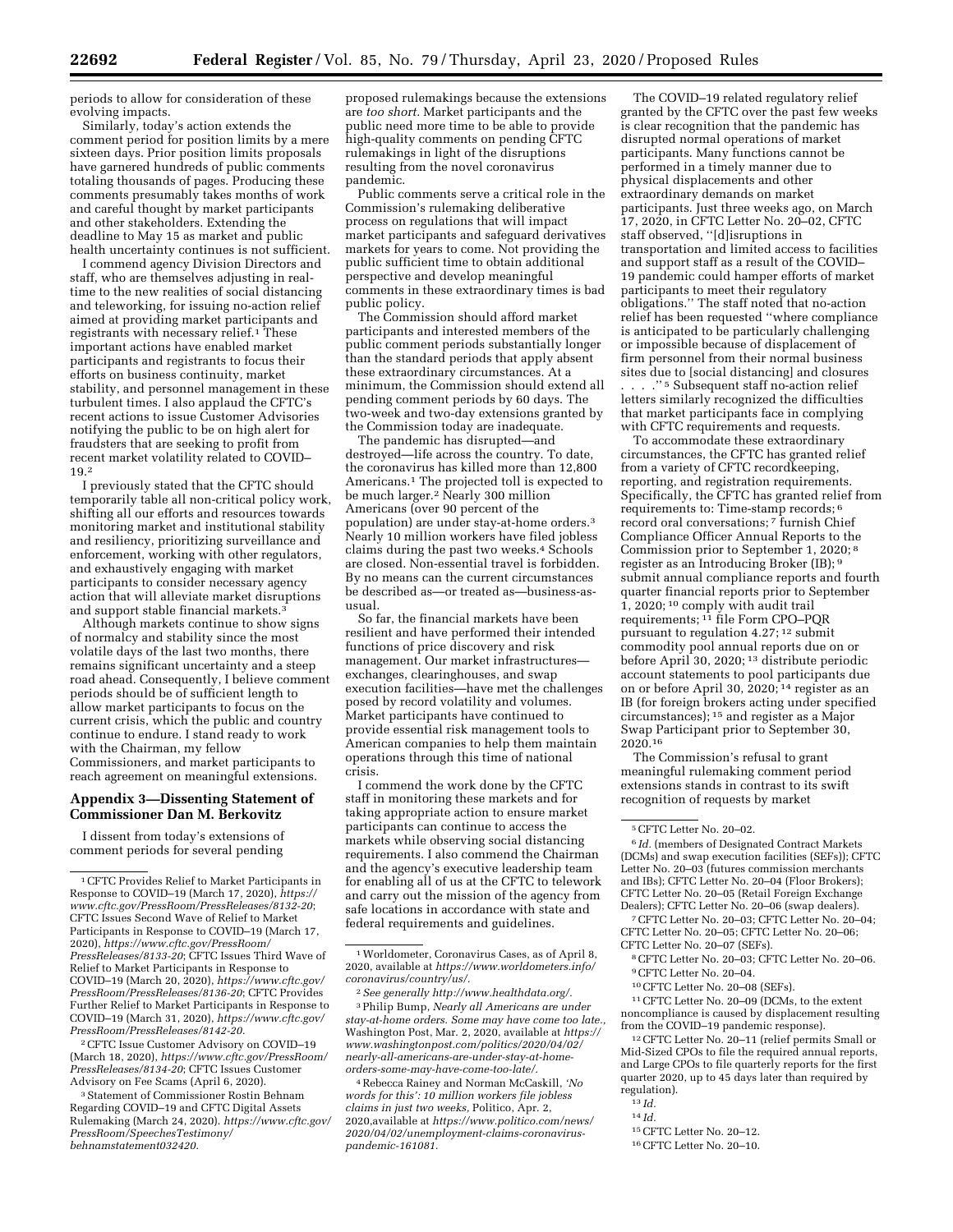periods to allow for consideration of these evolving impacts.

Similarly, today's action extends the comment period for position limits by a mere sixteen days. Prior position limits proposals have garnered hundreds of public comments totaling thousands of pages. Producing these comments presumably takes months of work and careful thought by market participants and other stakeholders. Extending the deadline to May 15 as market and public health uncertainty continues is not sufficient.

I commend agency Division Directors and staff, who are themselves adjusting in real-time to the new realities of social distancing and teleworking, for issuing no-action relief aimed at providing market participants and registrants with necessary relief.[1] These important actions have enabled market participants and registrants to focus their efforts on business continuity, market stability, and personnel management in these turbulent times. I also applaud the CFTC's recent actions to issue Customer Advisories notifying the public to be on high alert for fraudsters that are seeking to profit from recent market volatility related to COVID–19.[2]

I previously stated that the CFTC should temporarily table all non-critical policy work, shifting all our efforts and resources towards monitoring market and institutional stability and resiliency, prioritizing surveillance and enforcement, working with other regulators, and exhaustively engaging with market participants to consider necessary agency action that will alleviate market disruptions and support stable financial markets.[3]

Although markets continue to show signs of normalcy and stability since the most volatile days of the last two months, there remains significant uncertainty and a steep road ahead. Consequently, I believe comment periods should be of sufficient length to allow market participants to focus on the current crisis, which the public and country continue to endure. I stand ready to work with the Chairman, my fellow Commissioners, and market participants to reach agreement on meaningful extensions.

## Appendix 3—Dissenting Statement of Commissioner Dan M. Berkovitz

I dissent from today's extensions of comment periods for several pending proposed rulemakings because the extensions are *too short.* Market participants and the public need more time to be able to provide high-quality comments on pending CFTC rulemakings in light of the disruptions resulting from the novel coronavirus pandemic.

Public comments serve a critical role in the Commission's rulemaking deliberative process on regulations that will impact market participants and safeguard derivatives markets for years to come. Not providing the public sufficient time to obtain additional perspective and develop meaningful comments in these extraordinary times is bad public policy.

The Commission should afford market participants and interested members of the public comment periods substantially longer than the standard periods that apply absent these extraordinary circumstances. At a minimum, the Commission should extend all pending comment periods by 60 days. The two-week and two-day extensions granted by the Commission today are inadequate.

The pandemic has disrupted—and destroyed—life across the country. To date, the coronavirus has killed more than 12,800 Americans.[1] The projected toll is expected to be much larger.[2] Nearly 300 million Americans (over 90 percent of the population) are under stay-at-home orders.[3] Nearly 10 million workers have filed jobless claims during the past two weeks.[4] Schools are closed. Non-essential travel is forbidden. By no means can the current circumstances be described as—or treated as—business-as-usual.

So far, the financial markets have been resilient and have performed their intended functions of price discovery and risk management. Our market infrastructures—exchanges, clearinghouses, and swap execution facilities—have met the challenges posed by record volatility and volumes. Market participants have continued to provide essential risk management tools to American companies to help them maintain operations through this time of national crisis.

I commend the work done by the CFTC staff in monitoring these markets and for taking appropriate action to ensure market participants can continue to access the markets while observing social distancing requirements. I also commend the Chairman and the agency's executive leadership team for enabling all of us at the CFTC to telework and carry out the mission of the agency from safe locations in accordance with state and federal requirements and guidelines.

The COVID–19 related regulatory relief granted by the CFTC over the past few weeks is clear recognition that the pandemic has disrupted normal operations of market participants. Many functions cannot be performed in a timely manner due to physical displacements and other extraordinary demands on market participants. Just three weeks ago, on March 17, 2020, in CFTC Letter No. 20–02, CFTC staff observed, "[d]isruptions in transportation and limited access to facilities and support staff as a result of the COVID–19 pandemic could hamper efforts of market participants to meet their regulatory obligations." The staff noted that no-action relief has been requested "where compliance is anticipated to be particularly challenging or impossible because of displacement of firm personnel from their normal business sites due to [social distancing] and closures . . . ."[5] Subsequent staff no-action relief letters similarly recognized the difficulties that market participants face in complying with CFTC requirements and requests.

To accommodate these extraordinary circumstances, the CFTC has granted relief from a variety of CFTC recordkeeping, reporting, and registration requirements. Specifically, the CFTC has granted relief from requirements to: Time-stamp records;[6] record oral conversations;[7] furnish Chief Compliance Officer Annual Reports to the Commission prior to September 1, 2020;[8] register as an Introducing Broker (IB);[9] submit annual compliance reports and fourth quarter financial reports prior to September 1, 2020;[10] comply with audit trail requirements;[11] file Form CPO–PQR pursuant to regulation 4.27;[12] submit commodity pool annual reports due on or before April 30, 2020;[13] distribute periodic account statements to pool participants due on or before April 30, 2020;[14] register as an IB (for foreign brokers acting under specified circumstances);[15] and register as a Major Swap Participant prior to September 30, 2020.[16]

The Commission's refusal to grant meaningful rulemaking comment period extensions stands in contrast to its swift recognition of requests by market

---

[1] CFTC Provides Relief to Market Participants in Response to COVID–19 (March 17, 2020), *https://www.cftc.gov/PressRoom/PressReleases/8132-20*; CFTC Issues Second Wave of Relief to Market Participants in Response to COVID–19 (March 17, 2020), *https://www.cftc.gov/PressRoom/PressReleases/8133-20*; CFTC Issues Third Wave of Relief to Market Participants in Response to COVID–19 (March 20, 2020), *https://www.cftc.gov/PressRoom/PressReleases/8136-20*; CFTC Provides Further Relief to Market Participants in Response to COVID–19 (March 31, 2020), *https://www.cftc.gov/PressRoom/PressReleases/8142-20*.

[2] CFTC Issue Customer Advisory on COVID–19 (March 18, 2020), *https://www.cftc.gov/PressRoom/PressReleases/8134-20*; CFTC Issues Customer Advisory on Fee Scams (April 6, 2020).

[3] Statement of Commissioner Rostin Behnam Regarding COVID–19 and CFTC Digital Assets Rulemaking (March 24, 2020). *https://www.cftc.gov/PressRoom/SpeechesTestimony/behnamstatement032420*.

[1] Worldometer, Coronavirus Cases, as of April 8, 2020, available at *https://www.worldometers.info/coronavirus/country/us/*.

[2] *See generally http://www.healthdata.org/*.

[3] Philip Bump, *Nearly all Americans are under stay-at-home orders. Some may have come too late.*, Washington Post, Mar. 2, 2020, available at *https://www.washingtonpost.com/politics/2020/04/02/nearly-all-americans-are-under-stay-at-home-orders-some-may-have-come-too-late/*.

[4] Rebecca Rainey and Norman McCaskill, *'No words for this': 10 million workers file jobless claims in just two weeks,* Politico, Apr. 2, 2020,available at *https://www.politico.com/news/2020/04/02/unemployment-claims-coronavirus-pandemic-161081*.

[5] CFTC Letter No. 20–02.

[6] *Id.* (members of Designated Contract Markets (DCMs) and swap execution facilities (SEFs)); CFTC Letter No. 20–03 (futures commission merchants and IBs); CFTC Letter No. 20–04 (Floor Brokers); CFTC Letter No. 20–05 (Retail Foreign Exchange Dealers); CFTC Letter No. 20–06 (swap dealers).

[7] CFTC Letter No. 20–03; CFTC Letter No. 20–04; CFTC Letter No. 20–05; CFTC Letter No. 20–06; CFTC Letter No. 20–07 (SEFs).

[8] CFTC Letter No. 20–03; CFTC Letter No. 20–06.

[9] CFTC Letter No. 20–04.

[10] CFTC Letter No. 20–08 (SEFs).

[11] CFTC Letter No. 20–09 (DCMs, to the extent noncompliance is caused by displacement resulting from the COVID–19 pandemic response).

[12] CFTC Letter No. 20–11 (relief permits Small or Mid-Sized CPOs to file the required annual reports, and Large CPOs to file quarterly reports for the first quarter 2020, up to 45 days later than required by regulation).

[13] *Id.*

[14] *Id.*

[15] CFTC Letter No. 20–12.

[16] CFTC Letter No. 20–10.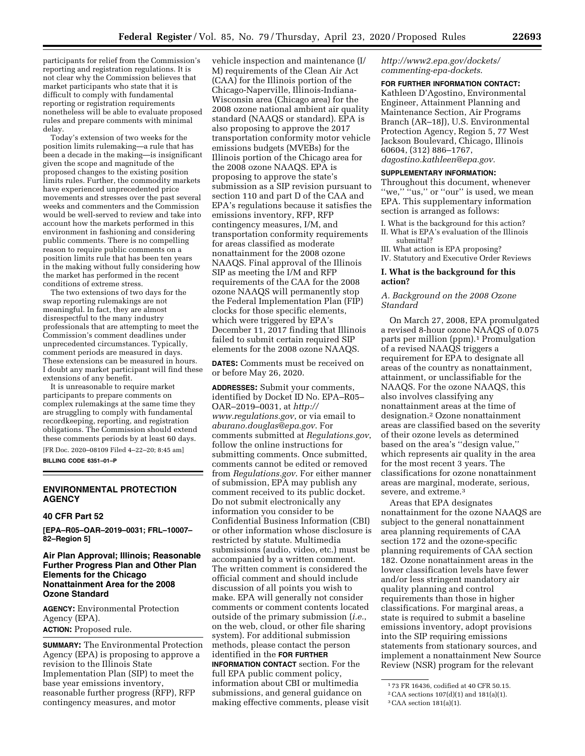participants for relief from the Commission's reporting and registration regulations. It is not clear why the Commission believes that market participants who state that it is difficult to comply with fundamental reporting or registration requirements nonetheless will be able to evaluate proposed rules and prepare comments with minimal delay.

Today's extension of two weeks for the position limits rulemaking—a rule that has been a decade in the making—is insignificant given the scope and magnitude of the proposed changes to the existing position limits rules. Further, the commodity markets have experienced unprecedented price movements and stresses over the past several weeks and commenters and the Commission would be well-served to review and take into account how the markets performed in this environment in fashioning and considering public comments. There is no compelling reason to require public comments on a position limits rule that has been ten years in the making without fully considering how the market has performed in the recent conditions of extreme stress.

The two extensions of two days for the swap reporting rulemakings are not meaningful. In fact, they are almost disrespectful to the many industry professionals that are attempting to meet the Commission's comment deadlines under unprecedented circumstances. Typically, comment periods are measured in days. These extensions can be measured in hours. I doubt any market participant will find these extensions of any benefit.

It is unreasonable to require market participants to prepare comments on complex rulemakings at the same time they are struggling to comply with fundamental recordkeeping, reporting, and registration obligations. The Commission should extend these comments periods by at least 60 days.

[FR Doc. 2020–08109 Filed 4–22–20; 8:45 am]

**BILLING CODE 6351–01–P**

## ENVIRONMENTAL PROTECTION AGENCY

### 40 CFR Part 52

**[EPA–R05–OAR–2019–0031; FRL–10007–82–Region 5]**

### Air Plan Approval; Illinois; Reasonable Further Progress Plan and Other Plan Elements for the Chicago Nonattainment Area for the 2008 Ozone Standard

**AGENCY:** Environmental Protection Agency (EPA).

**ACTION:** Proposed rule.

**SUMMARY:** The Environmental Protection Agency (EPA) is proposing to approve a revision to the Illinois State Implementation Plan (SIP) to meet the base year emissions inventory, reasonable further progress (RFP), RFP contingency measures, and motor vehicle inspection and maintenance (I/M) requirements of the Clean Air Act (CAA) for the Illinois portion of the Chicago-Naperville, Illinois-Indiana-Wisconsin area (Chicago area) for the 2008 ozone national ambient air quality standard (NAAQS or standard). EPA is also proposing to approve the 2017 transportation conformity motor vehicle emissions budgets (MVEBs) for the Illinois portion of the Chicago area for the 2008 ozone NAAQS. EPA is proposing to approve the state's submission as a SIP revision pursuant to section 110 and part D of the CAA and EPA's regulations because it satisfies the emissions inventory, RFP, RFP contingency measures, I/M, and transportation conformity requirements for areas classified as moderate nonattainment for the 2008 ozone NAAQS. Final approval of the Illinois SIP as meeting the I/M and RFP requirements of the CAA for the 2008 ozone NAAQS will permanently stop the Federal Implementation Plan (FIP) clocks for those specific elements, which were triggered by EPA's December 11, 2017 finding that Illinois failed to submit certain required SIP elements for the 2008 ozone NAAQS.

**DATES:** Comments must be received on or before May 26, 2020.

**ADDRESSES:** Submit your comments, identified by Docket ID No. EPA–R05–OAR–2019–0031, at *http://www.regulations.gov*, or via email to *aburano.douglas@epa.gov*. For comments submitted at *Regulations.gov*, follow the online instructions for submitting comments. Once submitted, comments cannot be edited or removed from *Regulations.gov*. For either manner of submission, EPA may publish any comment received to its public docket. Do not submit electronically any information you consider to be Confidential Business Information (CBI) or other information whose disclosure is restricted by statute. Multimedia submissions (audio, video, etc.) must be accompanied by a written comment. The written comment is considered the official comment and should include discussion of all points you wish to make. EPA will generally not consider comments or comment contents located outside of the primary submission (*i.e.*, on the web, cloud, or other file sharing system). For additional submission methods, please contact the person identified in the **FOR FURTHER INFORMATION CONTACT** section. For the full EPA public comment policy, information about CBI or multimedia submissions, and general guidance on making effective comments, please visit *http://www2.epa.gov/dockets/commenting-epa-dockets*.

**FOR FURTHER INFORMATION CONTACT:** Kathleen D'Agostino, Environmental Engineer, Attainment Planning and Maintenance Section, Air Programs Branch (AR–18J), U.S. Environmental Protection Agency, Region 5, 77 West Jackson Boulevard, Chicago, Illinois 60604, (312) 886–1767, *dagostino.kathleen@epa.gov*.

**SUPPLEMENTARY INFORMATION:**

Throughout this document, whenever "we," "us," or "our" is used, we mean EPA. This supplementary information section is arranged as follows:

I. What is the background for this action?
II. What is EPA's evaluation of the Illinois submittal?
III. What action is EPA proposing?
IV. Statutory and Executive Order Reviews

### I. What is the background for this action?

#### *A. Background on the 2008 Ozone Standard*

On March 27, 2008, EPA promulgated a revised 8-hour ozone NAAQS of 0.075 parts per million (ppm).[1] Promulgation of a revised NAAQS triggers a requirement for EPA to designate all areas of the country as nonattainment, attainment, or unclassifiable for the NAAQS. For the ozone NAAQS, this also involves classifying any nonattainment areas at the time of designation.[2] Ozone nonattainment areas are classified based on the severity of their ozone levels as determined based on the area's "design value," which represents air quality in the area for the most recent 3 years. The classifications for ozone nonattainment areas are marginal, moderate, serious, severe, and extreme.[3]

Areas that EPA designates nonattainment for the ozone NAAQS are subject to the general nonattainment area planning requirements of CAA section 172 and the ozone-specific planning requirements of CAA section 182. Ozone nonattainment areas in the lower classification levels have fewer and/or less stringent mandatory air quality planning and control requirements than those in higher classifications. For marginal areas, a state is required to submit a baseline emissions inventory, adopt provisions into the SIP requiring emissions statements from stationary sources, and implement a nonattainment New Source Review (NSR) program for the relevant

[1] 73 FR 16436, codified at 40 CFR 50.15.

[2] CAA sections 107(d)(1) and 181(a)(1).

[3] CAA section 181(a)(1).